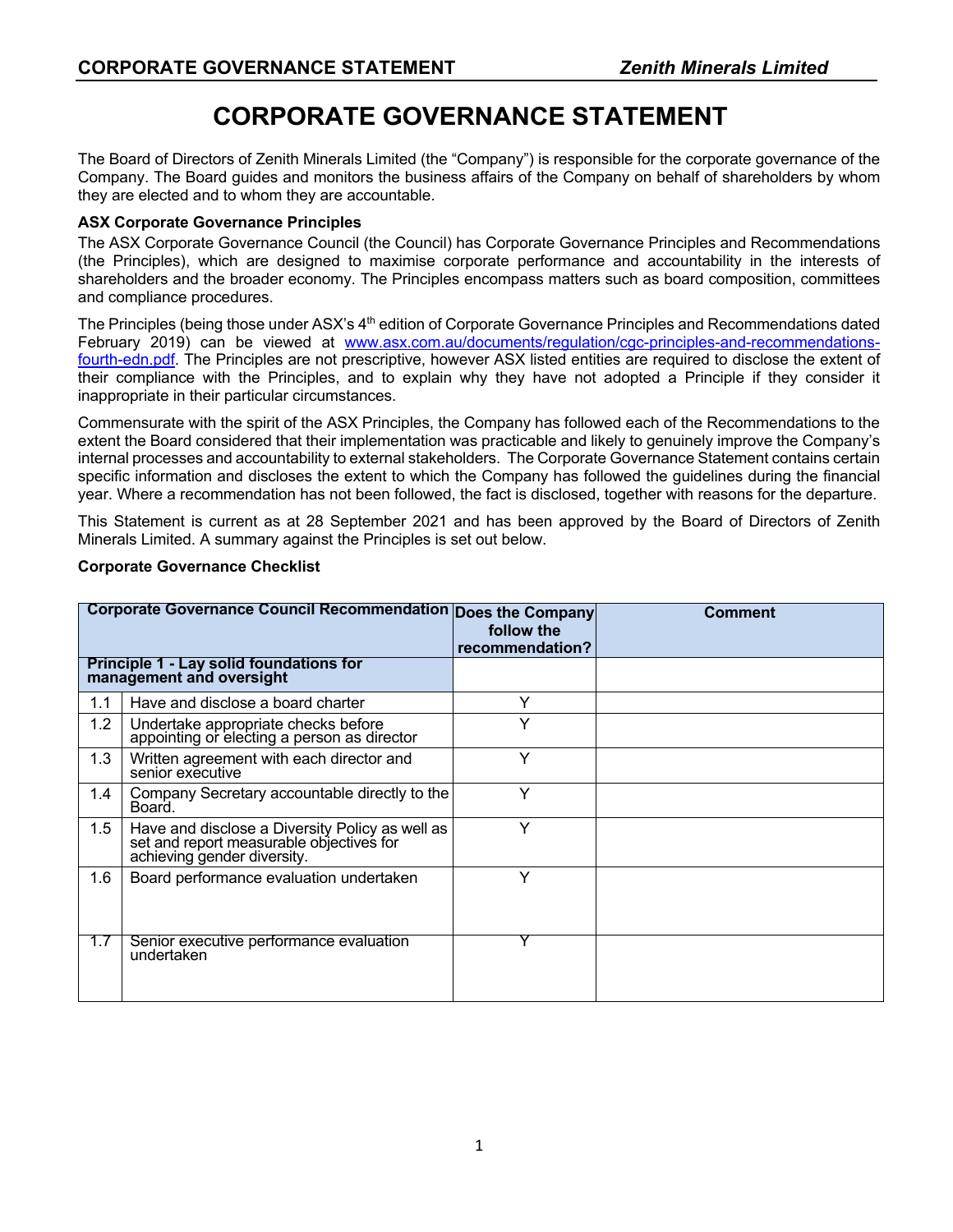// Running header omitted per rule 6: "CORPORATE GOVERNANCE STATEMENT / Zenith Minerals Limited" is treated as a page-repeating header.

# CORPORATE GOVERNANCE STATEMENT

The Board of Directors of Zenith Minerals Limited (the "Company") is responsible for the corporate governance of the Company. The Board guides and monitors the business affairs of the Company on behalf of shareholders by whom they are elected and to whom they are accountable.

**ASX Corporate Governance Principles**

The ASX Corporate Governance Council (the Council) has Corporate Governance Principles and Recommendations (the Principles), which are designed to maximise corporate performance and accountability in the interests of shareholders and the broader economy. The Principles encompass matters such as board composition, committees and compliance procedures.

The Principles (being those under ASX's 4th edition of Corporate Governance Principles and Recommendations dated February 2019) can be viewed at [www.asx.com.au/documents/regulation/cgc-principles-and-recommendations-fourth-edn.pdf](www.asx.com.au/documents/regulation/cgc-principles-and-recommendations-fourth-edn.pdf). The Principles are not prescriptive, however ASX listed entities are required to disclose the extent of their compliance with the Principles, and to explain why they have not adopted a Principle if they consider it inappropriate in their particular circumstances.

Commensurate with the spirit of the ASX Principles, the Company has followed each of the Recommendations to the extent the Board considered that their implementation was practicable and likely to genuinely improve the Company's internal processes and accountability to external stakeholders. The Corporate Governance Statement contains certain specific information and discloses the extent to which the Company has followed the guidelines during the financial year. Where a recommendation has not been followed, the fact is disclosed, together with reasons for the departure.

This Statement is current as at 28 September 2021 and has been approved by the Board of Directors of Zenith Minerals Limited. A summary against the Principles is set out below.

**Corporate Governance Checklist**

| Corporate Governance Council Recommendation | | Does the Company follow the recommendation? | Comment |
|---|---|---|---|
| **Principle 1 - Lay solid foundations for management and oversight** | | | |
| 1.1 | Have and disclose a board charter | Y | |
| 1.2 | Undertake appropriate checks before appointing or electing a person as director | Y | |
| 1.3 | Written agreement with each director and senior executive | Y | |
| 1.4 | Company Secretary accountable directly to the Board. | Y | |
| 1.5 | Have and disclose a Diversity Policy as well as set and report measurable objectives for achieving gender diversity. | Y | |
| 1.6 | Board performance evaluation undertaken | Y | |
| 1.7 | Senior executive performance evaluation undertaken | Y | |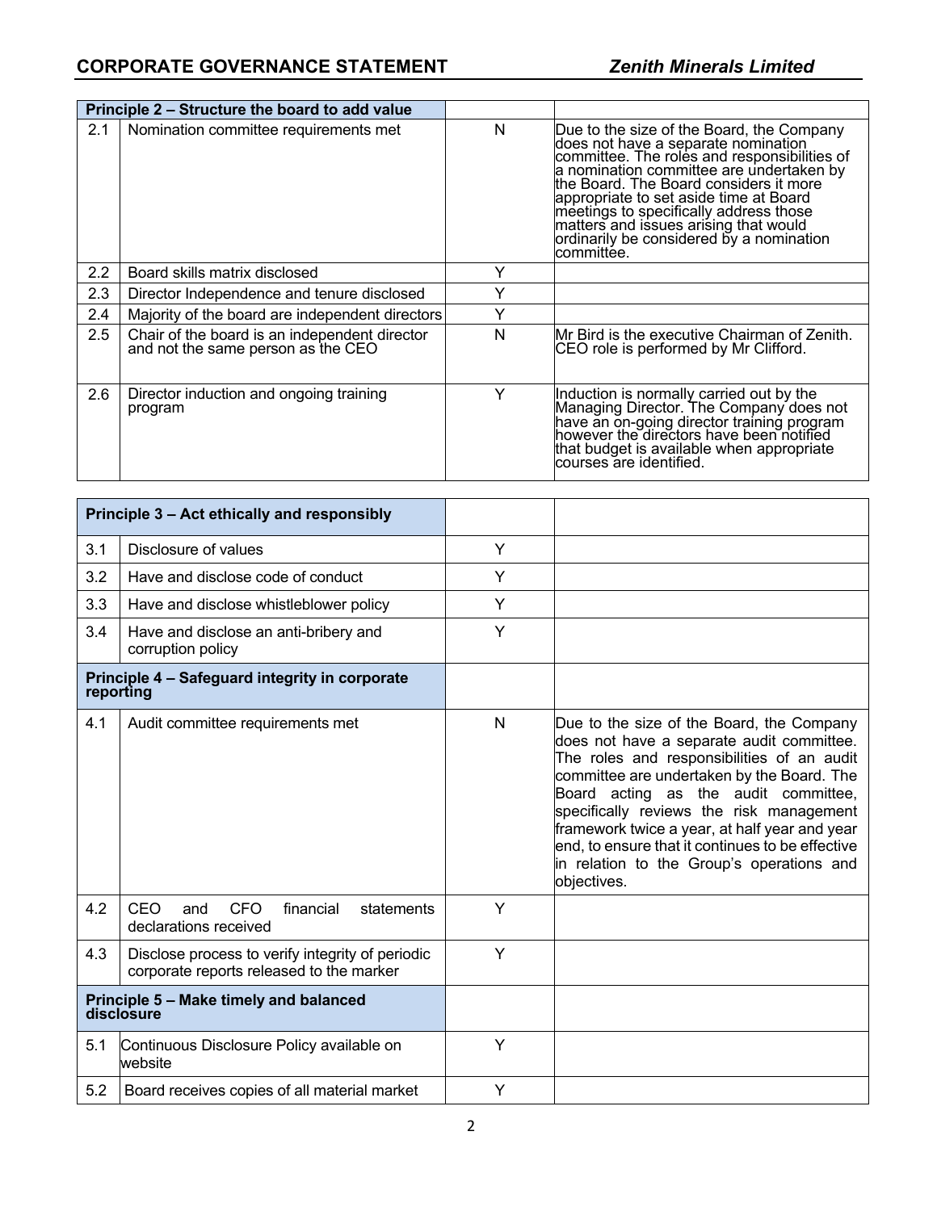| Principle 2 – Structure the board to add value | | | |
|---|---|---|---|
| 2.1 | Nomination committee requirements met | N | Due to the size of the Board, the Company does not have a separate nomination committee. The roles and responsibilities of a nomination committee are undertaken by the Board. The Board considers it more appropriate to set aside time at Board meetings to specifically address those matters and issues arising that would ordinarily be considered by a nomination committee. |
| 2.2 | Board skills matrix disclosed | Y | |
| 2.3 | Director Independence and tenure disclosed | Y | |
| 2.4 | Majority of the board are independent directors | Y | |
| 2.5 | Chair of the board is an independent director and not the same person as the CEO | N | Mr Bird is the executive Chairman of Zenith. CEO role is performed by Mr Clifford. |
| 2.6 | Director induction and ongoing training program | Y | Induction is normally carried out by the Managing Director. The Company does not have an on-going director training program however the directors have been notified that budget is available when appropriate courses are identified. |

| Principle 3 – Act ethically and responsibly | | | |
|---|---|---|---|
| 3.1 | Disclosure of values | Y | |
| 3.2 | Have and disclose code of conduct | Y | |
| 3.3 | Have and disclose whistleblower policy | Y | |
| 3.4 | Have and disclose an anti-bribery and corruption policy | Y | |
| **Principle 4 – Safeguard integrity in corporate reporting** | | | |
| 4.1 | Audit committee requirements met | N | Due to the size of the Board, the Company does not have a separate audit committee. The roles and responsibilities of an audit committee are undertaken by the Board. The Board acting as the audit committee, specifically reviews the risk management framework twice a year, at half year and year end, to ensure that it continues to be effective in relation to the Group's operations and objectives. |
| 4.2 | CEO and CFO financial statements declarations received | Y | |
| 4.3 | Disclose process to verify integrity of periodic corporate reports released to the marker | Y | |
| **Principle 5 – Make timely and balanced disclosure** | | | |
| 5.1 | Continuous Disclosure Policy available on website | Y | |
| 5.2 | Board receives copies of all material market | Y | |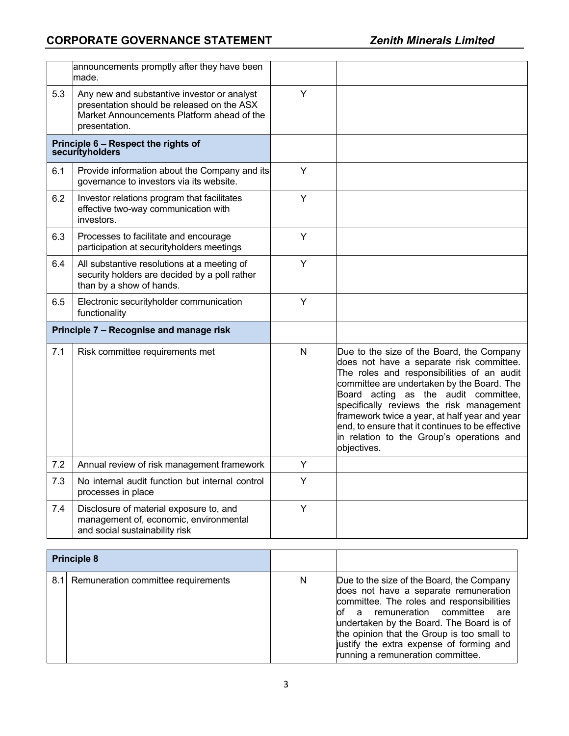| | | | |
|---|---|---|---|
| | announcements promptly after they have been made. | | |
| 5.3 | Any new and substantive investor or analyst presentation should be released on the ASX Market Announcements Platform ahead of the presentation. | Y | |
| **Principle 6 – Respect the rights of securityholders** | | | |
| 6.1 | Provide information about the Company and its governance to investors via its website. | Y | |
| 6.2 | Investor relations program that facilitates effective two-way communication with investors. | Y | |
| 6.3 | Processes to facilitate and encourage participation at securityholders meetings | Y | |
| 6.4 | All substantive resolutions at a meeting of security holders are decided by a poll rather than by a show of hands. | Y | |
| 6.5 | Electronic securityholder communication functionality | Y | |
| **Principle 7 – Recognise and manage risk** | | | |
| 7.1 | Risk committee requirements met | N | Due to the size of the Board, the Company does not have a separate risk committee. The roles and responsibilities of an audit committee are undertaken by the Board. The Board acting as the audit committee, specifically reviews the risk management framework twice a year, at half year and year end, to ensure that it continues to be effective in relation to the Group's operations and objectives. |
| 7.2 | Annual review of risk management framework | Y | |
| 7.3 | No internal audit function but internal control processes in place | Y | |
| 7.4 | Disclosure of material exposure to, and management of, economic, environmental and social sustainability risk | Y | |

| | | | |
|---|---|---|---|
| **Principle 8** | | | |
| 8.1 | Remuneration committee requirements | N | Due to the size of the Board, the Company does not have a separate remuneration committee. The roles and responsibilities of a remuneration committee are undertaken by the Board. The Board is of the opinion that the Group is too small to justify the extra expense of forming and running a remuneration committee. |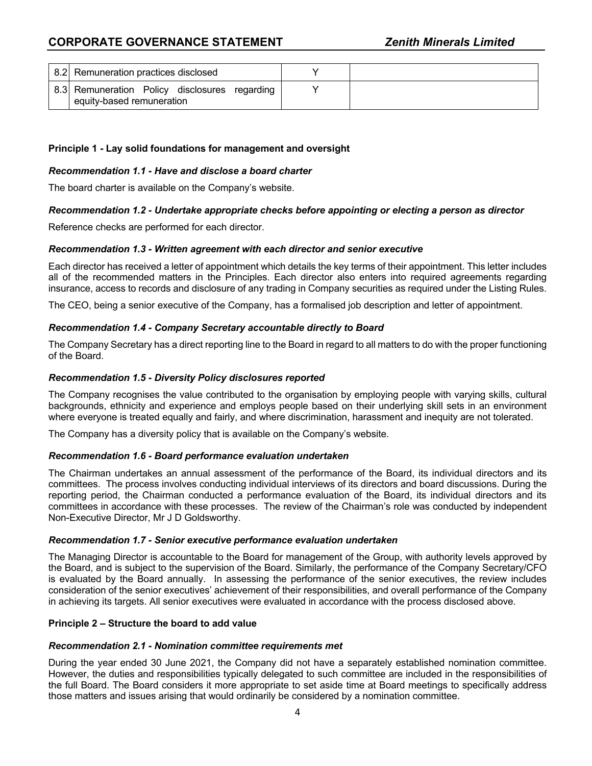| | | | |
|---|---|---|---|
| 8.2 | Remuneration practices disclosed | Y | |
| 8.3 | Remuneration Policy disclosures regarding equity-based remuneration | Y | |

**Principle 1 - Lay solid foundations for management and oversight**

***Recommendation 1.1 - Have and disclose a board charter***

The board charter is available on the Company's website.

***Recommendation 1.2 - Undertake appropriate checks before appointing or electing a person as director***

Reference checks are performed for each director.

***Recommendation 1.3 - Written agreement with each director and senior executive***

Each director has received a letter of appointment which details the key terms of their appointment. This letter includes all of the recommended matters in the Principles. Each director also enters into required agreements regarding insurance, access to records and disclosure of any trading in Company securities as required under the Listing Rules.

The CEO, being a senior executive of the Company, has a formalised job description and letter of appointment.

***Recommendation 1.4 - Company Secretary accountable directly to Board***

The Company Secretary has a direct reporting line to the Board in regard to all matters to do with the proper functioning of the Board.

***Recommendation 1.5 - Diversity Policy disclosures reported***

The Company recognises the value contributed to the organisation by employing people with varying skills, cultural backgrounds, ethnicity and experience and employs people based on their underlying skill sets in an environment where everyone is treated equally and fairly, and where discrimination, harassment and inequity are not tolerated.

The Company has a diversity policy that is available on the Company's website.

***Recommendation 1.6 - Board performance evaluation undertaken***

The Chairman undertakes an annual assessment of the performance of the Board, its individual directors and its committees. The process involves conducting individual interviews of its directors and board discussions. During the reporting period, the Chairman conducted a performance evaluation of the Board, its individual directors and its committees in accordance with these processes. The review of the Chairman's role was conducted by independent Non-Executive Director, Mr J D Goldsworthy.

***Recommendation 1.7 - Senior executive performance evaluation undertaken***

The Managing Director is accountable to the Board for management of the Group, with authority levels approved by the Board, and is subject to the supervision of the Board. Similarly, the performance of the Company Secretary/CFO is evaluated by the Board annually. In assessing the performance of the senior executives, the review includes consideration of the senior executives' achievement of their responsibilities, and overall performance of the Company in achieving its targets. All senior executives were evaluated in accordance with the process disclosed above.

**Principle 2 – Structure the board to add value**

***Recommendation 2.1 - Nomination committee requirements met***

During the year ended 30 June 2021, the Company did not have a separately established nomination committee. However, the duties and responsibilities typically delegated to such committee are included in the responsibilities of the full Board. The Board considers it more appropriate to set aside time at Board meetings to specifically address those matters and issues arising that would ordinarily be considered by a nomination committee.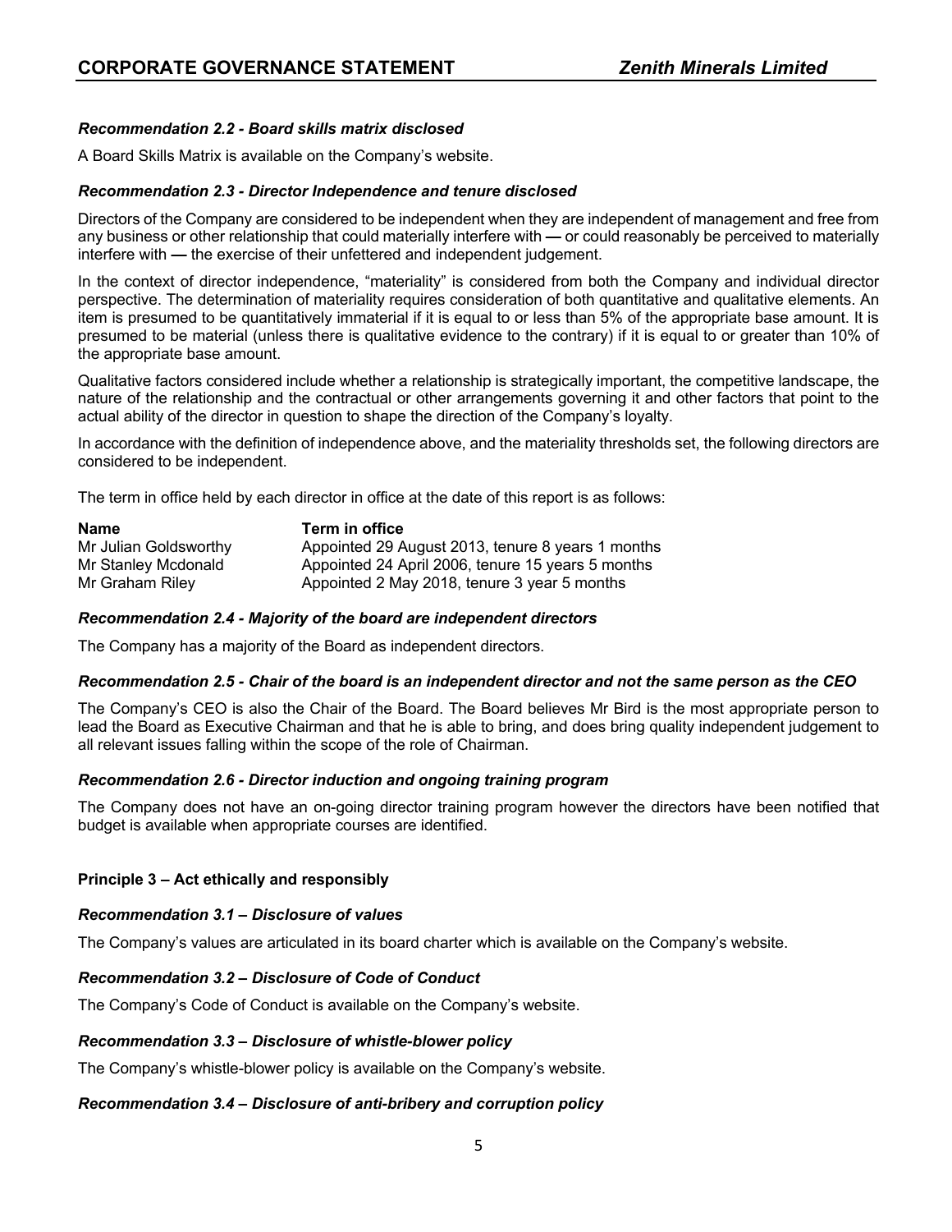***Recommendation 2.2 - Board skills matrix disclosed***

A Board Skills Matrix is available on the Company's website.

***Recommendation 2.3 - Director Independence and tenure disclosed***

Directors of the Company are considered to be independent when they are independent of management and free from any business or other relationship that could materially interfere with **—** or could reasonably be perceived to materially interfere with **—** the exercise of their unfettered and independent judgement.

In the context of director independence, "materiality" is considered from both the Company and individual director perspective. The determination of materiality requires consideration of both quantitative and qualitative elements. An item is presumed to be quantitatively immaterial if it is equal to or less than 5% of the appropriate base amount. It is presumed to be material (unless there is qualitative evidence to the contrary) if it is equal to or greater than 10% of the appropriate base amount.

Qualitative factors considered include whether a relationship is strategically important, the competitive landscape, the nature of the relationship and the contractual or other arrangements governing it and other factors that point to the actual ability of the director in question to shape the direction of the Company's loyalty.

In accordance with the definition of independence above, and the materiality thresholds set, the following directors are considered to be independent.

The term in office held by each director in office at the date of this report is as follows:

| Name | Term in office |
|---|---|
| Mr Julian Goldsworthy | Appointed 29 August 2013, tenure 8 years 1 months |
| Mr Stanley Mcdonald | Appointed 24 April 2006, tenure 15 years 5 months |
| Mr Graham Riley | Appointed 2 May 2018, tenure 3 year 5 months |

***Recommendation 2.4 - Majority of the board are independent directors***

The Company has a majority of the Board as independent directors.

***Recommendation 2.5 - Chair of the board is an independent director and not the same person as the CEO***

The Company's CEO is also the Chair of the Board. The Board believes Mr Bird is the most appropriate person to lead the Board as Executive Chairman and that he is able to bring, and does bring quality independent judgement to all relevant issues falling within the scope of the role of Chairman.

***Recommendation 2.6 - Director induction and ongoing training program***

The Company does not have an on-going director training program however the directors have been notified that budget is available when appropriate courses are identified.

**Principle 3 – Act ethically and responsibly**

***Recommendation 3.1 – Disclosure of values***

The Company's values are articulated in its board charter which is available on the Company's website.

***Recommendation 3.2 – Disclosure of Code of Conduct***

The Company's Code of Conduct is available on the Company's website.

***Recommendation 3.3 – Disclosure of whistle-blower policy***

The Company's whistle-blower policy is available on the Company's website.

***Recommendation 3.4 – Disclosure of anti-bribery and corruption policy***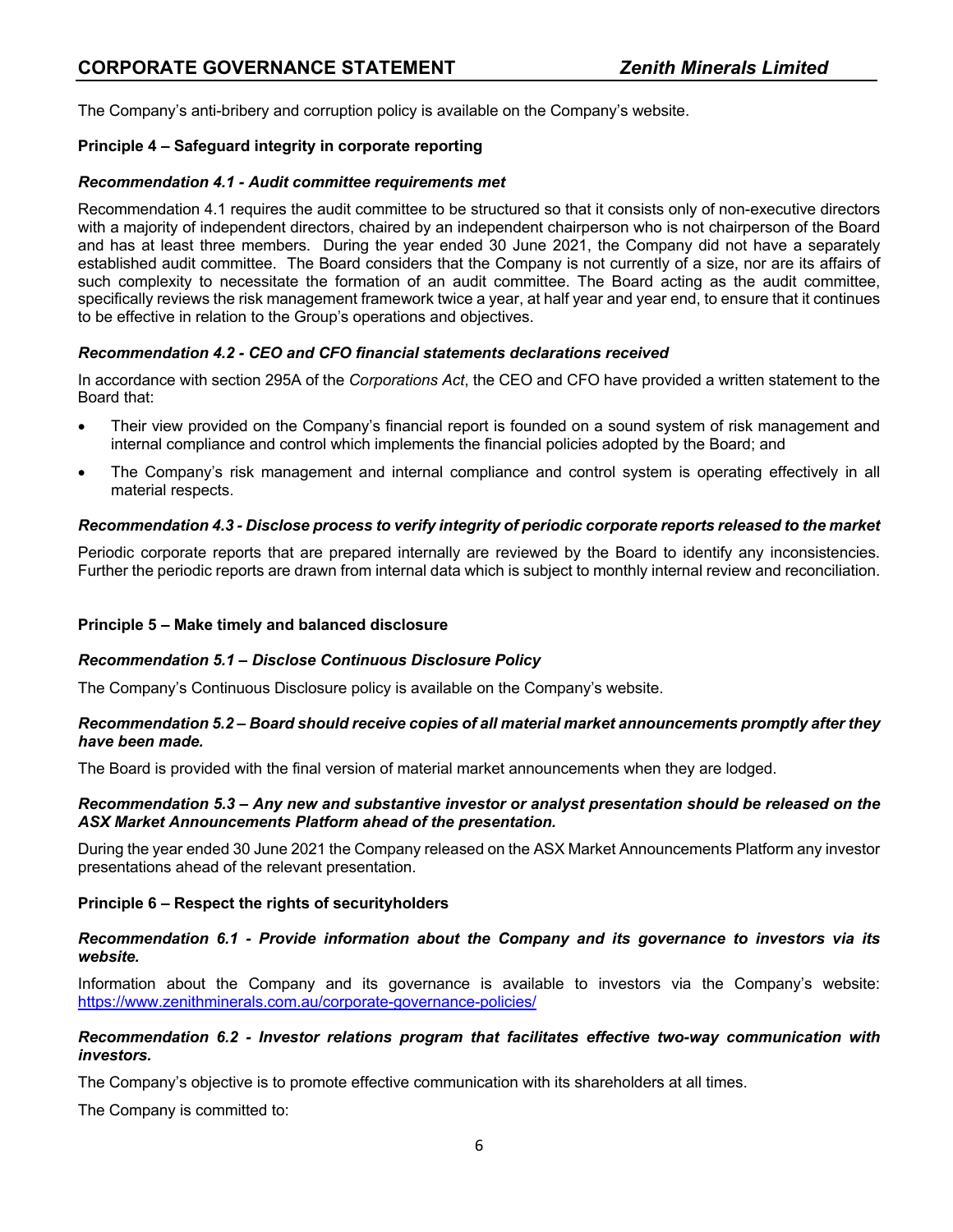The Company's anti-bribery and corruption policy is available on the Company's website.

**Principle 4 – Safeguard integrity in corporate reporting**

***Recommendation 4.1 - Audit committee requirements met***

Recommendation 4.1 requires the audit committee to be structured so that it consists only of non-executive directors with a majority of independent directors, chaired by an independent chairperson who is not chairperson of the Board and has at least three members. During the year ended 30 June 2021, the Company did not have a separately established audit committee. The Board considers that the Company is not currently of a size, nor are its affairs of such complexity to necessitate the formation of an audit committee. The Board acting as the audit committee, specifically reviews the risk management framework twice a year, at half year and year end, to ensure that it continues to be effective in relation to the Group's operations and objectives.

***Recommendation 4.2 - CEO and CFO financial statements declarations received***

In accordance with section 295A of the *Corporations Act*, the CEO and CFO have provided a written statement to the Board that:

- Their view provided on the Company's financial report is founded on a sound system of risk management and internal compliance and control which implements the financial policies adopted by the Board; and
- The Company's risk management and internal compliance and control system is operating effectively in all material respects.

***Recommendation 4.3 - Disclose process to verify integrity of periodic corporate reports released to the market***

Periodic corporate reports that are prepared internally are reviewed by the Board to identify any inconsistencies. Further the periodic reports are drawn from internal data which is subject to monthly internal review and reconciliation.

**Principle 5 – Make timely and balanced disclosure**

***Recommendation 5.1 – Disclose Continuous Disclosure Policy***

The Company's Continuous Disclosure policy is available on the Company's website.

***Recommendation 5.2 – Board should receive copies of all material market announcements promptly after they have been made.***

The Board is provided with the final version of material market announcements when they are lodged.

***Recommendation 5.3 – Any new and substantive investor or analyst presentation should be released on the ASX Market Announcements Platform ahead of the presentation.***

During the year ended 30 June 2021 the Company released on the ASX Market Announcements Platform any investor presentations ahead of the relevant presentation.

**Principle 6 – Respect the rights of securityholders**

***Recommendation 6.1 - Provide information about the Company and its governance to investors via its website.***

Information about the Company and its governance is available to investors via the Company's website: https://www.zenithminerals.com.au/corporate-governance-policies/

***Recommendation 6.2 - Investor relations program that facilitates effective two-way communication with investors.***

The Company's objective is to promote effective communication with its shareholders at all times.

The Company is committed to: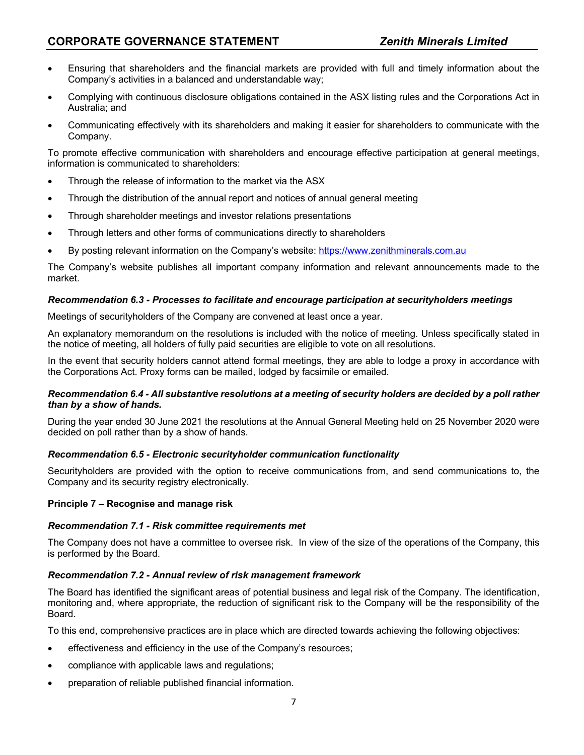- Ensuring that shareholders and the financial markets are provided with full and timely information about the Company's activities in a balanced and understandable way;
- Complying with continuous disclosure obligations contained in the ASX listing rules and the Corporations Act in Australia; and
- Communicating effectively with its shareholders and making it easier for shareholders to communicate with the Company.

To promote effective communication with shareholders and encourage effective participation at general meetings, information is communicated to shareholders:

- Through the release of information to the market via the ASX
- Through the distribution of the annual report and notices of annual general meeting
- Through shareholder meetings and investor relations presentations
- Through letters and other forms of communications directly to shareholders
- By posting relevant information on the Company's website: [https://www.zenithminerals.com.au](https://www.zenithminerals.com.au)

The Company's website publishes all important company information and relevant announcements made to the market.

***Recommendation 6.3 - Processes to facilitate and encourage participation at securityholders meetings***

Meetings of securityholders of the Company are convened at least once a year.

An explanatory memorandum on the resolutions is included with the notice of meeting. Unless specifically stated in the notice of meeting, all holders of fully paid securities are eligible to vote on all resolutions.

In the event that security holders cannot attend formal meetings, they are able to lodge a proxy in accordance with the Corporations Act. Proxy forms can be mailed, lodged by facsimile or emailed.

***Recommendation 6.4 - All substantive resolutions at a meeting of security holders are decided by a poll rather than by a show of hands.***

During the year ended 30 June 2021 the resolutions at the Annual General Meeting held on 25 November 2020 were decided on poll rather than by a show of hands.

***Recommendation 6.5 - Electronic securityholder communication functionality***

Securityholders are provided with the option to receive communications from, and send communications to, the Company and its security registry electronically.

**Principle 7 – Recognise and manage risk**

***Recommendation 7.1 - Risk committee requirements met***

The Company does not have a committee to oversee risk. In view of the size of the operations of the Company, this is performed by the Board.

***Recommendation 7.2 - Annual review of risk management framework***

The Board has identified the significant areas of potential business and legal risk of the Company. The identification, monitoring and, where appropriate, the reduction of significant risk to the Company will be the responsibility of the Board.

To this end, comprehensive practices are in place which are directed towards achieving the following objectives:

- effectiveness and efficiency in the use of the Company's resources;
- compliance with applicable laws and regulations;
- preparation of reliable published financial information.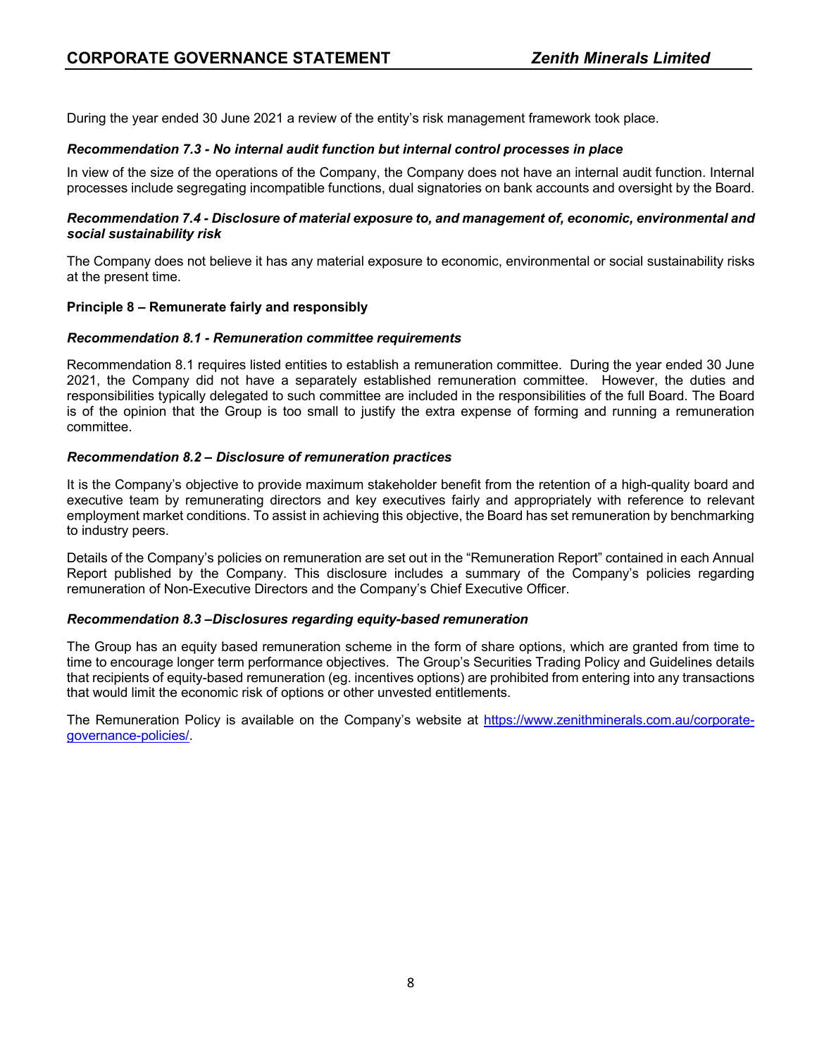During the year ended 30 June 2021 a review of the entity's risk management framework took place.

***Recommendation 7.3 - No internal audit function but internal control processes in place***

In view of the size of the operations of the Company, the Company does not have an internal audit function. Internal processes include segregating incompatible functions, dual signatories on bank accounts and oversight by the Board.

***Recommendation 7.4 - Disclosure of material exposure to, and management of, economic, environmental and social sustainability risk***

The Company does not believe it has any material exposure to economic, environmental or social sustainability risks at the present time.

**Principle 8 – Remunerate fairly and responsibly**

***Recommendation 8.1 - Remuneration committee requirements***

Recommendation 8.1 requires listed entities to establish a remuneration committee. During the year ended 30 June 2021, the Company did not have a separately established remuneration committee. However, the duties and responsibilities typically delegated to such committee are included in the responsibilities of the full Board. The Board is of the opinion that the Group is too small to justify the extra expense of forming and running a remuneration committee.

***Recommendation 8.2 – Disclosure of remuneration practices***

It is the Company's objective to provide maximum stakeholder benefit from the retention of a high-quality board and executive team by remunerating directors and key executives fairly and appropriately with reference to relevant employment market conditions. To assist in achieving this objective, the Board has set remuneration by benchmarking to industry peers.

Details of the Company's policies on remuneration are set out in the "Remuneration Report" contained in each Annual Report published by the Company. This disclosure includes a summary of the Company's policies regarding remuneration of Non-Executive Directors and the Company's Chief Executive Officer.

***Recommendation 8.3 –Disclosures regarding equity-based remuneration***

The Group has an equity based remuneration scheme in the form of share options, which are granted from time to time to encourage longer term performance objectives. The Group's Securities Trading Policy and Guidelines details that recipients of equity-based remuneration (eg. incentives options) are prohibited from entering into any transactions that would limit the economic risk of options or other unvested entitlements.

The Remuneration Policy is available on the Company's website at [https://www.zenithminerals.com.au/corporate-governance-policies/](https://www.zenithminerals.com.au/corporate-governance-policies/).